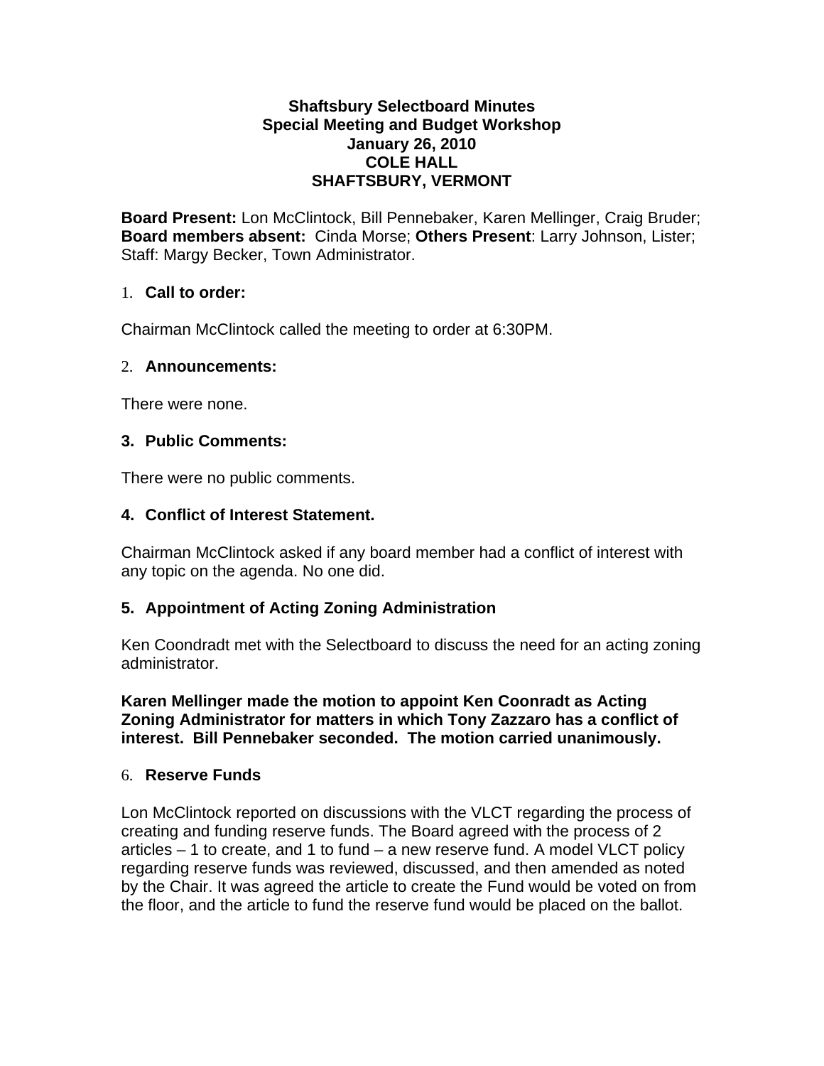**Shaftsbury Selectboard Minutes**
**Special Meeting and Budget Workshop**
**January 26, 2010**
**COLE HALL**
**SHAFTSBURY, VERMONT**

**Board Present:** Lon McClintock, Bill Pennebaker, Karen Mellinger, Craig Bruder; **Board members absent:** Cinda Morse; **Others Present**: Larry Johnson, Lister; Staff: Margy Becker, Town Administrator.

1. **Call to order:**

Chairman McClintock called the meeting to order at 6:30PM.

2. **Announcements:**

There were none.

3. **Public Comments:**

There were no public comments.

4. **Conflict of Interest Statement.**

Chairman McClintock asked if any board member had a conflict of interest with any topic on the agenda. No one did.

5. **Appointment of Acting Zoning Administration**

Ken Coondradt met with the Selectboard to discuss the need for an acting zoning administrator.

**Karen Mellinger made the motion to appoint Ken Coonradt as Acting Zoning Administrator for matters in which Tony Zazzaro has a conflict of interest. Bill Pennebaker seconded. The motion carried unanimously.**

6. **Reserve Funds**

Lon McClintock reported on discussions with the VLCT regarding the process of creating and funding reserve funds. The Board agreed with the process of 2 articles – 1 to create, and 1 to fund – a new reserve fund. A model VLCT policy regarding reserve funds was reviewed, discussed, and then amended as noted by the Chair. It was agreed the article to create the Fund would be voted on from the floor, and the article to fund the reserve fund would be placed on the ballot.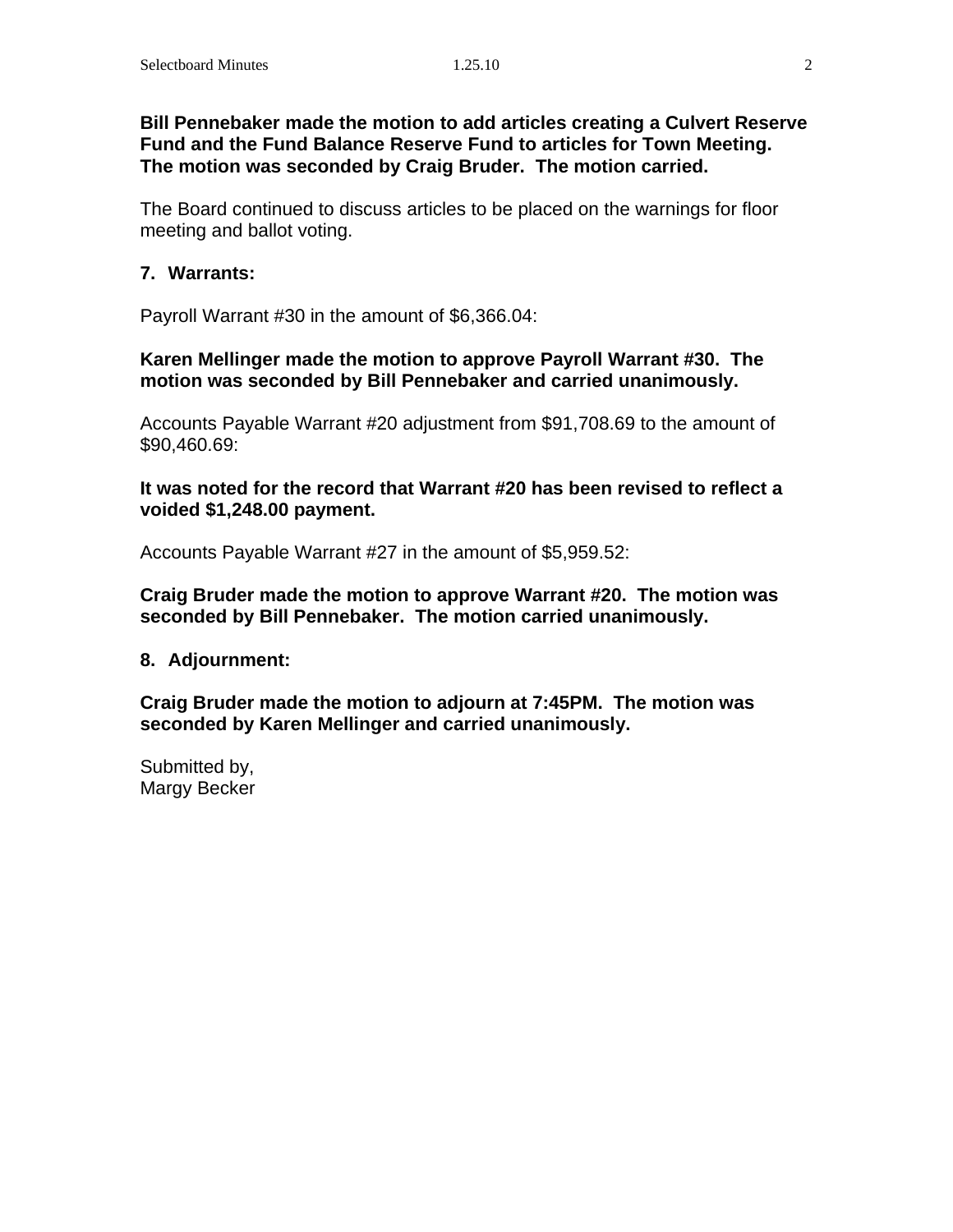**Bill Pennebaker made the motion to add articles creating a Culvert Reserve Fund and the Fund Balance Reserve Fund to articles for Town Meeting. The motion was seconded by Craig Bruder. The motion carried.**

The Board continued to discuss articles to be placed on the warnings for floor meeting and ballot voting.

**7. Warrants:**

Payroll Warrant #30 in the amount of $6,366.04:

**Karen Mellinger made the motion to approve Payroll Warrant #30. The motion was seconded by Bill Pennebaker and carried unanimously.**

Accounts Payable Warrant #20 adjustment from $91,708.69 to the amount of $90,460.69:

**It was noted for the record that Warrant #20 has been revised to reflect a voided $1,248.00 payment.**

Accounts Payable Warrant #27 in the amount of $5,959.52:

**Craig Bruder made the motion to approve Warrant #20. The motion was seconded by Bill Pennebaker. The motion carried unanimously.**

**8. Adjournment:**

**Craig Bruder made the motion to adjourn at 7:45PM. The motion was seconded by Karen Mellinger and carried unanimously.**

Submitted by,
Margy Becker